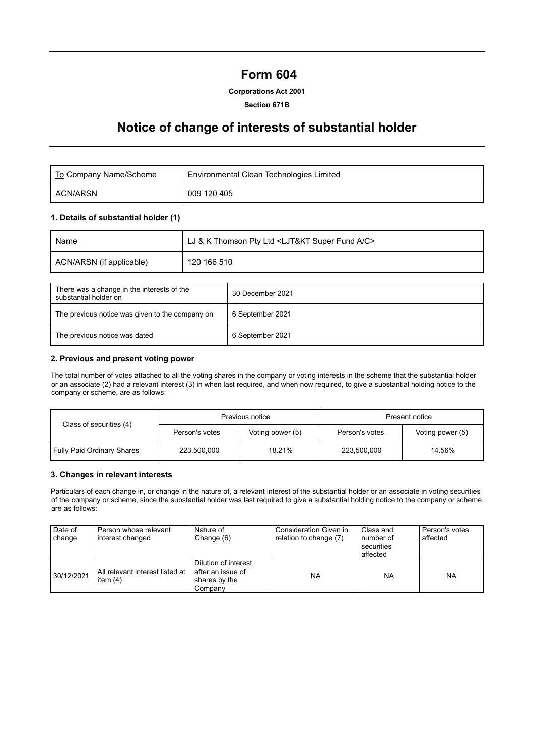# Form 604

**Corporations Act 2001**

**Section 671B**

# Notice of change of interests of substantial holder

| To Company Name/Scheme | Environmental Clean Technologies Limited |
|---|---|
| ACN/ARSN | 009 120 405 |

### 1. Details of substantial holder (1)

| Name | LJ & K Thomson Pty Ltd <LJT&KT Super Fund A/C> |
|---|---|
| ACN/ARSN (if applicable) | 120 166 510 |

| There was a change in the interests of the substantial holder on | 30 December 2021 |
|---|---|
| The previous notice was given to the company on | 6 September 2021 |
| The previous notice was dated | 6 September 2021 |

### 2. Previous and present voting power

The total number of votes attached to all the voting shares in the company or voting interests in the scheme that the substantial holder or an associate (2) had a relevant interest (3) in when last required, and when now required, to give a substantial holding notice to the company or scheme, are as follows:

| Class of securities (4) | Previous notice | | Present notice | |
|---|---|---|---|---|
| | Person's votes | Voting power (5) | Person's votes | Voting power (5) |
| Fully Paid Ordinary Shares | 223,500,000 | 18.21% | 223,500,000 | 14.56% |

### 3. Changes in relevant interests

Particulars of each change in, or change in the nature of, a relevant interest of the substantial holder or an associate in voting securities of the company or scheme, since the substantial holder was last required to give a substantial holding notice to the company or scheme are as follows:

| Date of change | Person whose relevant interest changed | Nature of Change (6) | Consideration Given in relation to change (7) | Class and number of securities affected | Person's votes affected |
|---|---|---|---|---|---|
| 30/12/2021 | All relevant interest listed at item (4) | Dilution of interest after an issue of shares by the Company | NA | NA | NA |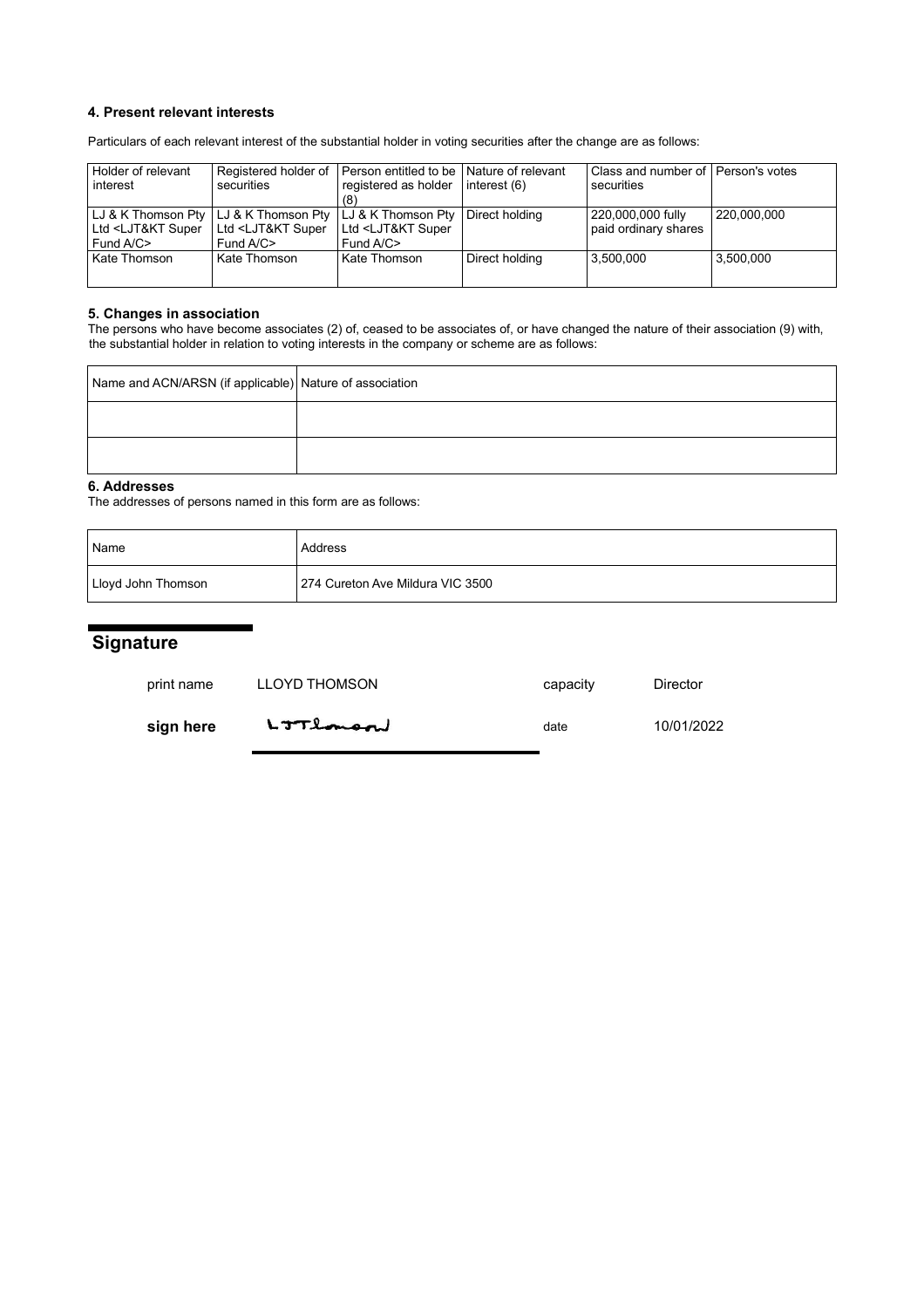#### 4. Present relevant interests

Particulars of each relevant interest of the substantial holder in voting securities after the change are as follows:

| Holder of relevant interest | Registered holder of securities | Person entitled to be registered as holder (8) | Nature of relevant interest (6) | Class and number of securities | Person's votes |
|---|---|---|---|---|---|
| LJ & K Thomson Pty Ltd <LJT&KT Super Fund A/C> | LJ & K Thomson Pty Ltd <LJT&KT Super Fund A/C> | LJ & K Thomson Pty Ltd <LJT&KT Super Fund A/C> | Direct holding | 220,000,000 fully paid ordinary shares | 220,000,000 |
| Kate Thomson | Kate Thomson | Kate Thomson | Direct holding | 3,500,000 | 3,500,000 |

#### 5. Changes in association

The persons who have become associates (2) of, ceased to be associates of, or have changed the nature of their association (9) with, the substantial holder in relation to voting interests in the company or scheme are as follows:

| Name and ACN/ARSN (if applicable) | Nature of association |
|---|---|
| | |
| | |

#### 6. Addresses

The addresses of persons named in this form are as follows:

| Name | Address |
|---|---|
| Lloyd John Thomson | 274 Cureton Ave Mildura VIC 3500 |

## Signature

print name LLOYD THOMSON capacity Director

**sign here** LJThomson date 10/01/2022